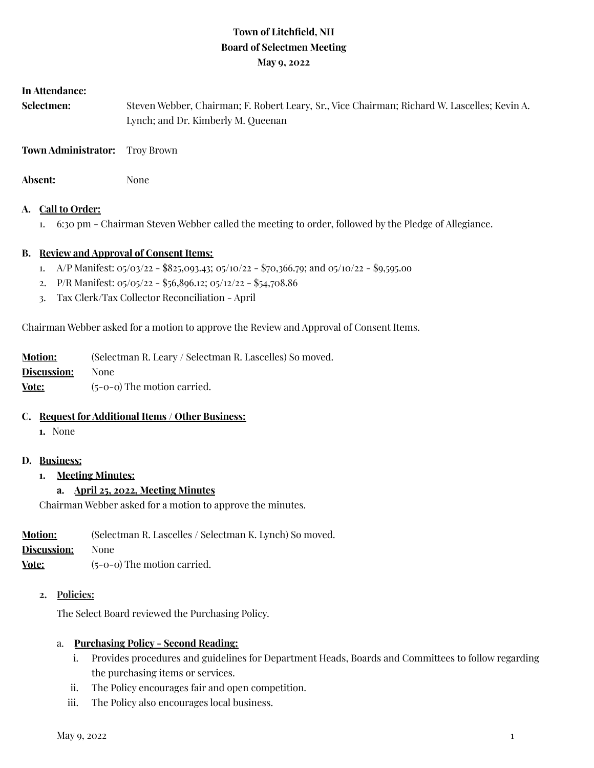# Town of Litchfield, NH
## Board of Selectmen Meeting
### May 9, 2022

**In Attendance:**

**Selectmen:** Steven Webber, Chairman; F. Robert Leary, Sr., Vice Chairman; Richard W. Lascelles; Kevin A. Lynch; and Dr. Kimberly M. Queenan

**Town Administrator:** Troy Brown

**Absent:** None

**A. Call to Order:**

1. 6:30 pm - Chairman Steven Webber called the meeting to order, followed by the Pledge of Allegiance.

**B. Review and Approval of Consent Items:**

1. A/P Manifest: 05/03/22 - $825,093.43; 05/10/22 - $70,366.79; and 05/10/22 - $9,595.00
2. P/R Manifest: 05/05/22 - $56,896.12; 05/12/22 - $54,708.86
3. Tax Clerk/Tax Collector Reconciliation - April

Chairman Webber asked for a motion to approve the Review and Approval of Consent Items.

**Motion:** (Selectman R. Leary / Selectman R. Lascelles) So moved.
**Discussion:** None
**Vote:** (5-0-0) The motion carried.

**C. Request for Additional Items / Other Business:**

1. None

**D. Business:**

1. **Meeting Minutes:**
   a. **April 25, 2022, Meeting Minutes**

   Chairman Webber asked for a motion to approve the minutes.

**Motion:** (Selectman R. Lascelles / Selectman K. Lynch) So moved.
**Discussion:** None
**Vote:** (5-0-0) The motion carried.

2. **Policies:**

   The Select Board reviewed the Purchasing Policy.

   a. **Purchasing Policy - Second Reading:**
      i. Provides procedures and guidelines for Department Heads, Boards and Committees to follow regarding the purchasing items or services.
      ii. The Policy encourages fair and open competition.
      iii. The Policy also encourages local business.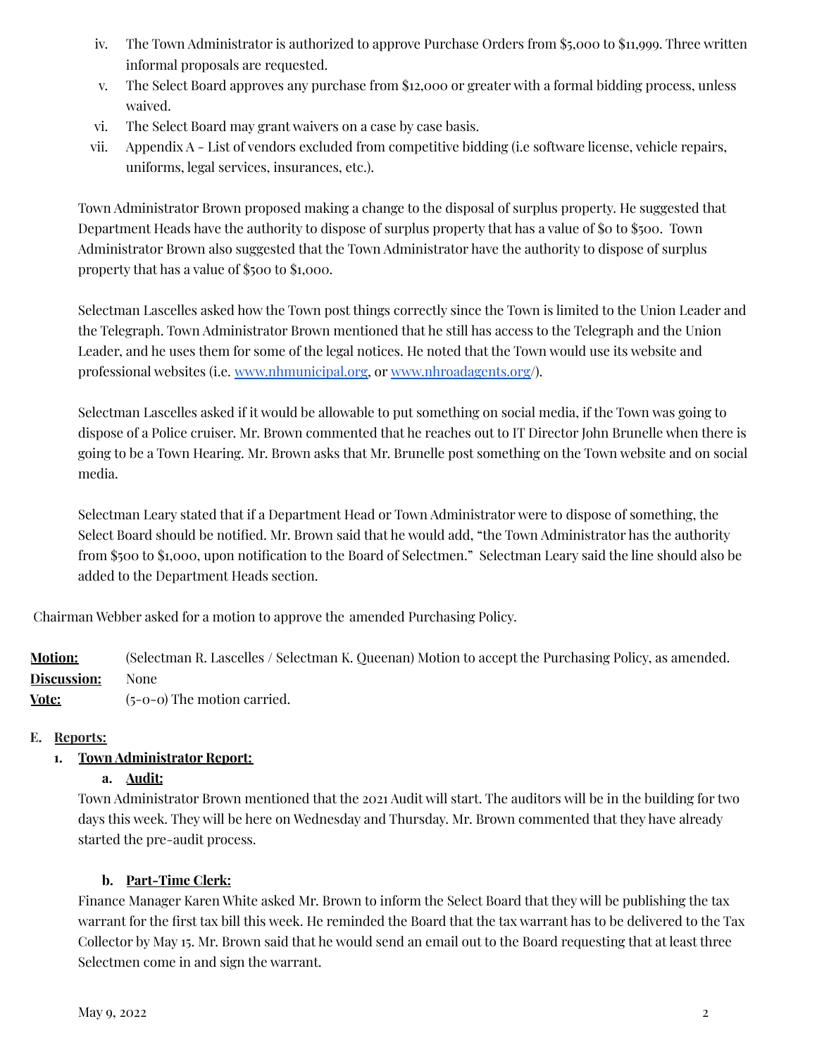iv. The Town Administrator is authorized to approve Purchase Orders from $5,000 to $11,999. Three written informal proposals are requested.
v. The Select Board approves any purchase from $12,000 or greater with a formal bidding process, unless waived.
vi. The Select Board may grant waivers on a case by case basis.
vii. Appendix A - List of vendors excluded from competitive bidding (i.e software license, vehicle repairs, uniforms, legal services, insurances, etc.).

Town Administrator Brown proposed making a change to the disposal of surplus property. He suggested that Department Heads have the authority to dispose of surplus property that has a value of $0 to $500. Town Administrator Brown also suggested that the Town Administrator have the authority to dispose of surplus property that has a value of $500 to $1,000.

Selectman Lascelles asked how the Town post things correctly since the Town is limited to the Union Leader and the Telegraph. Town Administrator Brown mentioned that he still has access to the Telegraph and the Union Leader, and he uses them for some of the legal notices. He noted that the Town would use its website and professional websites (i.e. [www.nhmunicipal.org](http://www.nhmunicipal.org), or [www.nhroadagents.org/](http://www.nhroadagents.org/)).

Selectman Lascelles asked if it would be allowable to put something on social media, if the Town was going to dispose of a Police cruiser. Mr. Brown commented that he reaches out to IT Director John Brunelle when there is going to be a Town Hearing. Mr. Brown asks that Mr. Brunelle post something on the Town website and on social media.

Selectman Leary stated that if a Department Head or Town Administrator were to dispose of something, the Select Board should be notified. Mr. Brown said that he would add, "the Town Administrator has the authority from $500 to $1,000, upon notification to the Board of Selectmen." Selectman Leary said the line should also be added to the Department Heads section.

Chairman Webber asked for a motion to approve the amended Purchasing Policy.

**Motion:** (Selectman R. Lascelles / Selectman K. Queenan) Motion to accept the Purchasing Policy, as amended.
**Discussion:** None
**Vote:** (5-0-0) The motion carried.

**E. Reports:**

**1. Town Administrator Report:**

**a. Audit:**

Town Administrator Brown mentioned that the 2021 Audit will start. The auditors will be in the building for two days this week. They will be here on Wednesday and Thursday. Mr. Brown commented that they have already started the pre-audit process.

**b. Part-Time Clerk:**

Finance Manager Karen White asked Mr. Brown to inform the Select Board that they will be publishing the tax warrant for the first tax bill this week. He reminded the Board that the tax warrant has to be delivered to the Tax Collector by May 15. Mr. Brown said that he would send an email out to the Board requesting that at least three Selectmen come in and sign the warrant.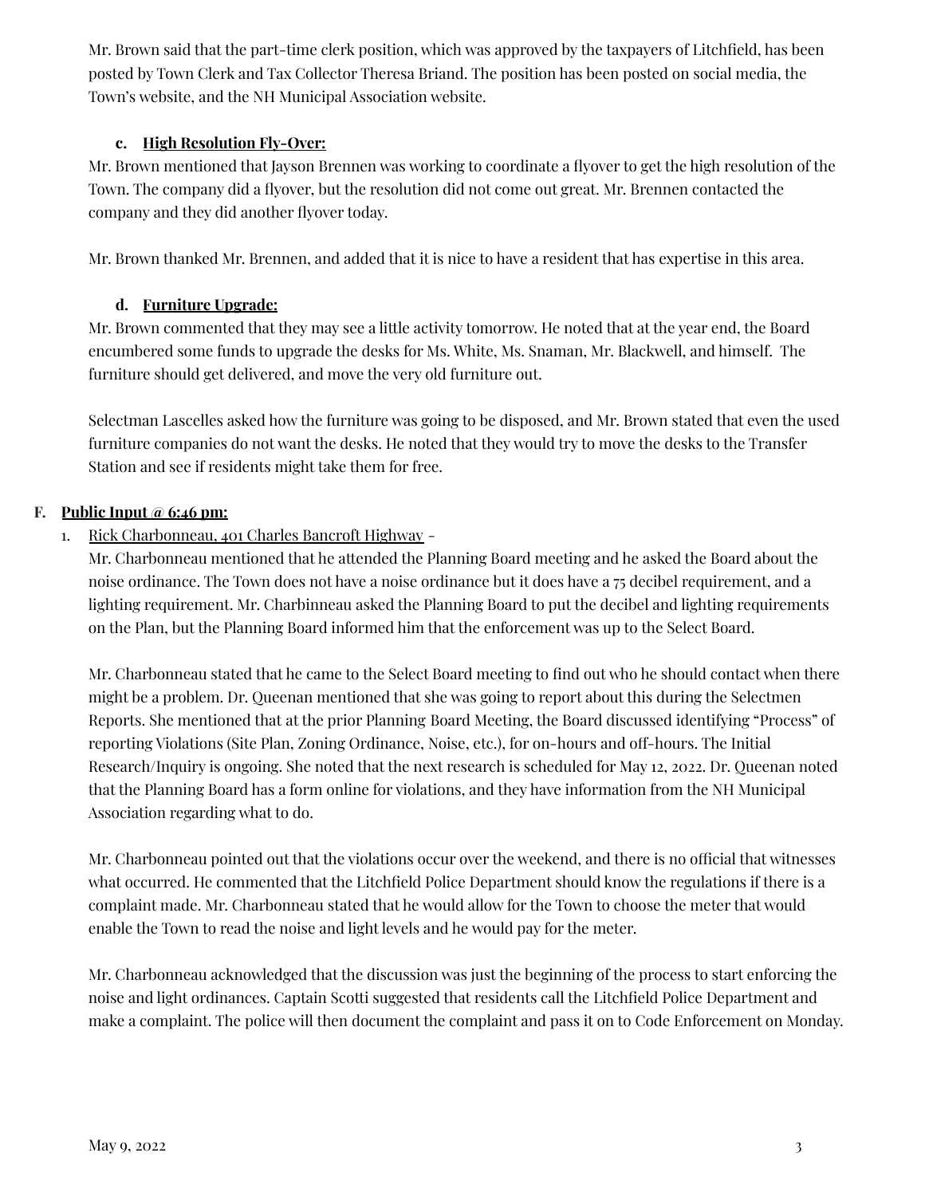Mr. Brown said that the part-time clerk position, which was approved by the taxpayers of Litchfield, has been posted by Town Clerk and Tax Collector Theresa Briand. The position has been posted on social media, the Town's website, and the NH Municipal Association website.

**c. High Resolution Fly-Over:**

Mr. Brown mentioned that Jayson Brennen was working to coordinate a flyover to get the high resolution of the Town. The company did a flyover, but the resolution did not come out great. Mr. Brennen contacted the company and they did another flyover today.

Mr. Brown thanked Mr. Brennen, and added that it is nice to have a resident that has expertise in this area.

**d. Furniture Upgrade:**

Mr. Brown commented that they may see a little activity tomorrow. He noted that at the year end, the Board encumbered some funds to upgrade the desks for Ms. White, Ms. Snaman, Mr. Blackwell, and himself. The furniture should get delivered, and move the very old furniture out.

Selectman Lascelles asked how the furniture was going to be disposed, and Mr. Brown stated that even the used furniture companies do not want the desks. He noted that they would try to move the desks to the Transfer Station and see if residents might take them for free.

**F. Public Input @ 6:46 pm:**

1. Rick Charbonneau, 401 Charles Bancroft Highway -

Mr. Charbonneau mentioned that he attended the Planning Board meeting and he asked the Board about the noise ordinance. The Town does not have a noise ordinance but it does have a 75 decibel requirement, and a lighting requirement. Mr. Charbinneau asked the Planning Board to put the decibel and lighting requirements on the Plan, but the Planning Board informed him that the enforcement was up to the Select Board.

Mr. Charbonneau stated that he came to the Select Board meeting to find out who he should contact when there might be a problem. Dr. Queenan mentioned that she was going to report about this during the Selectmen Reports. She mentioned that at the prior Planning Board Meeting, the Board discussed identifying "Process" of reporting Violations (Site Plan, Zoning Ordinance, Noise, etc.), for on-hours and off-hours. The Initial Research/Inquiry is ongoing. She noted that the next research is scheduled for May 12, 2022. Dr. Queenan noted that the Planning Board has a form online for violations, and they have information from the NH Municipal Association regarding what to do.

Mr. Charbonneau pointed out that the violations occur over the weekend, and there is no official that witnesses what occurred. He commented that the Litchfield Police Department should know the regulations if there is a complaint made. Mr. Charbonneau stated that he would allow for the Town to choose the meter that would enable the Town to read the noise and light levels and he would pay for the meter.

Mr. Charbonneau acknowledged that the discussion was just the beginning of the process to start enforcing the noise and light ordinances. Captain Scotti suggested that residents call the Litchfield Police Department and make a complaint. The police will then document the complaint and pass it on to Code Enforcement on Monday.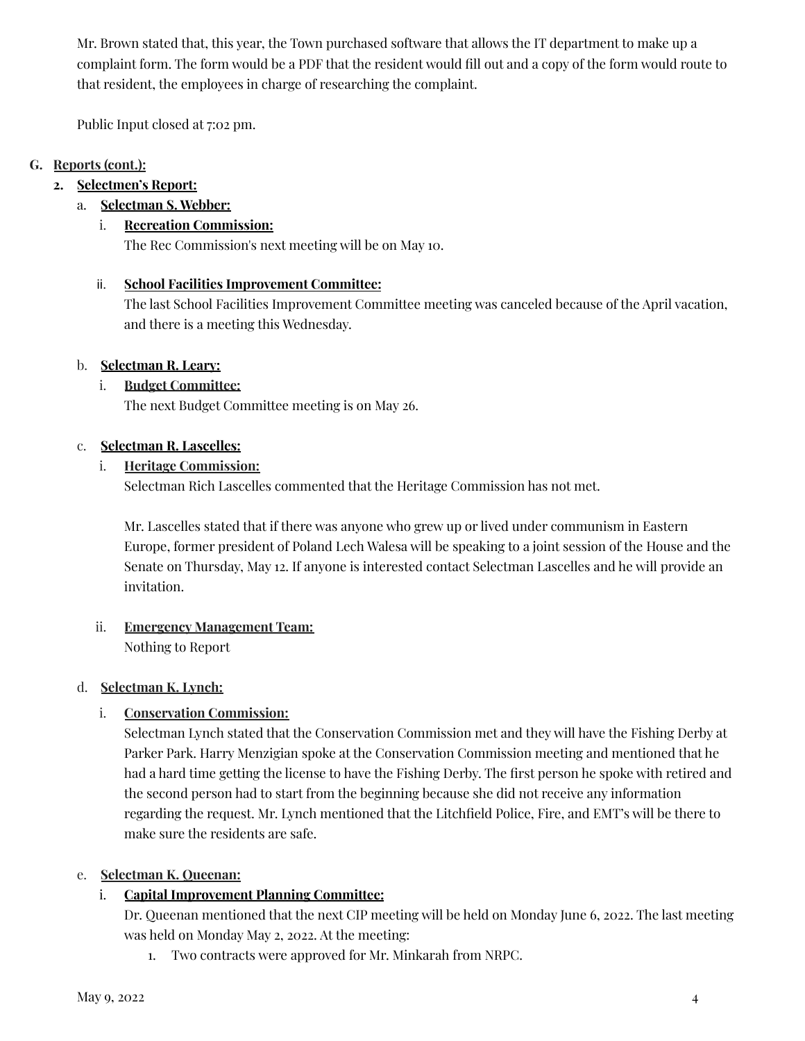Mr. Brown stated that, this year, the Town purchased software that allows the IT department to make up a complaint form. The form would be a PDF that the resident would fill out and a copy of the form would route to that resident, the employees in charge of researching the complaint.

Public Input closed at 7:02 pm.

**G. Reports (cont.):**

**2. Selectmen's Report:**

a. **Selectman S. Webber:**

i. **Recreation Commission:**
The Rec Commission's next meeting will be on May 10.

ii. **School Facilities Improvement Committee:**
The last School Facilities Improvement Committee meeting was canceled because of the April vacation, and there is a meeting this Wednesday.

b. **Selectman R. Leary:**

i. **Budget Committee:**
The next Budget Committee meeting is on May 26.

c. **Selectman R. Lascelles:**

i. **Heritage Commission:**
Selectman Rich Lascelles commented that the Heritage Commission has not met.

Mr. Lascelles stated that if there was anyone who grew up or lived under communism in Eastern Europe, former president of Poland Lech Walesa will be speaking to a joint session of the House and the Senate on Thursday, May 12. If anyone is interested contact Selectman Lascelles and he will provide an invitation.

ii. **Emergency Management Team:**
Nothing to Report

d. **Selectman K. Lynch:**

i. **Conservation Commission:**
Selectman Lynch stated that the Conservation Commission met and they will have the Fishing Derby at Parker Park. Harry Menzigian spoke at the Conservation Commission meeting and mentioned that he had a hard time getting the license to have the Fishing Derby. The first person he spoke with retired and the second person had to start from the beginning because she did not receive any information regarding the request. Mr. Lynch mentioned that the Litchfield Police, Fire, and EMT's will be there to make sure the residents are safe.

e. **Selectman K. Queenan:**

i. **Capital Improvement Planning Committee:**
Dr. Queenan mentioned that the next CIP meeting will be held on Monday June 6, 2022. The last meeting was held on Monday May 2, 2022. At the meeting:

1. Two contracts were approved for Mr. Minkarah from NRPC.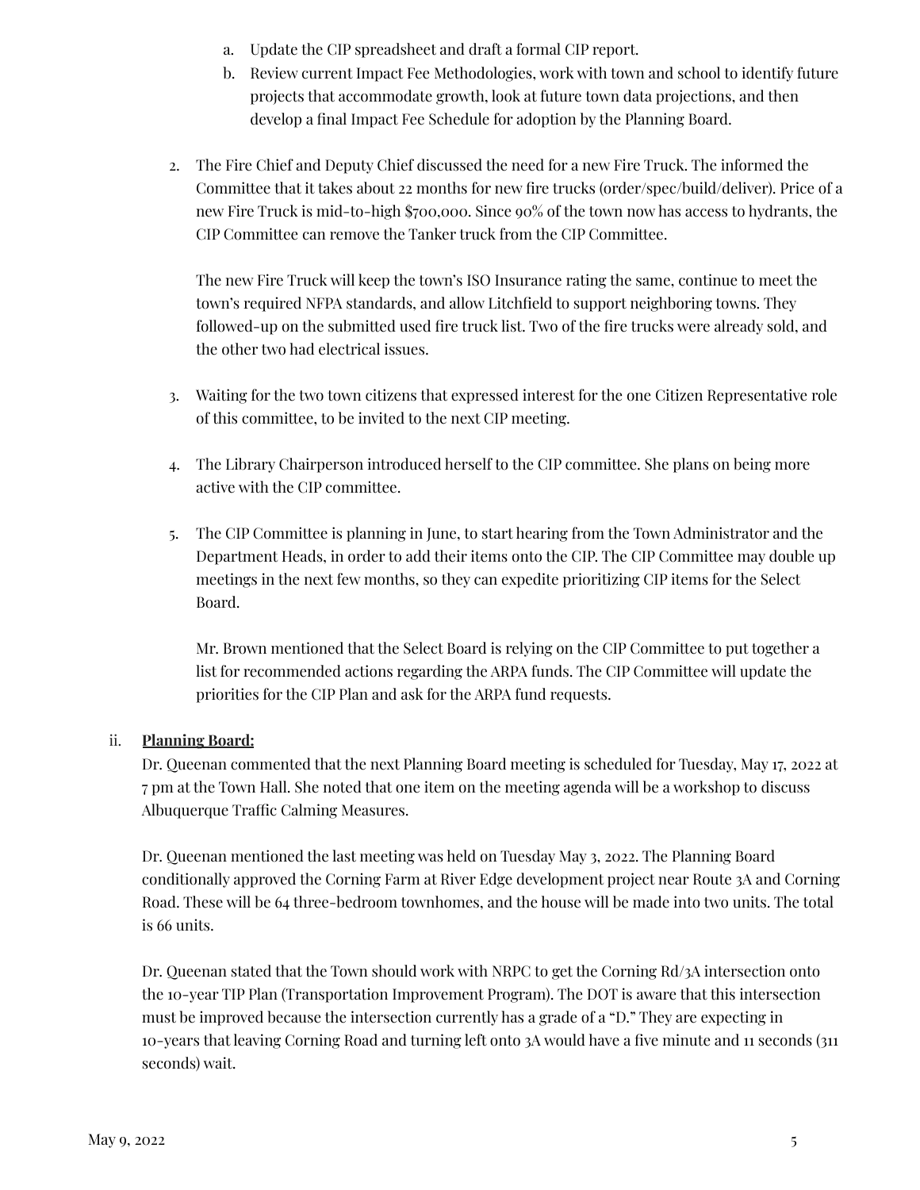a. Update the CIP spreadsheet and draft a formal CIP report.
b. Review current Impact Fee Methodologies, work with town and school to identify future projects that accommodate growth, look at future town data projections, and then develop a final Impact Fee Schedule for adoption by the Planning Board.

2. The Fire Chief and Deputy Chief discussed the need for a new Fire Truck. The informed the Committee that it takes about 22 months for new fire trucks (order/spec/build/deliver). Price of a new Fire Truck is mid-to-high $700,000. Since 90% of the town now has access to hydrants, the CIP Committee can remove the Tanker truck from the CIP Committee.

   The new Fire Truck will keep the town's ISO Insurance rating the same, continue to meet the town's required NFPA standards, and allow Litchfield to support neighboring towns. They followed-up on the submitted used fire truck list. Two of the fire trucks were already sold, and the other two had electrical issues.

3. Waiting for the two town citizens that expressed interest for the one Citizen Representative role of this committee, to be invited to the next CIP meeting.

4. The Library Chairperson introduced herself to the CIP committee. She plans on being more active with the CIP committee.

5. The CIP Committee is planning in June, to start hearing from the Town Administrator and the Department Heads, in order to add their items onto the CIP. The CIP Committee may double up meetings in the next few months, so they can expedite prioritizing CIP items for the Select Board.

   Mr. Brown mentioned that the Select Board is relying on the CIP Committee to put together a list for recommended actions regarding the ARPA funds. The CIP Committee will update the priorities for the CIP Plan and ask for the ARPA fund requests.

ii. **Planning Board:**

Dr. Queenan commented that the next Planning Board meeting is scheduled for Tuesday, May 17, 2022 at 7 pm at the Town Hall. She noted that one item on the meeting agenda will be a workshop to discuss Albuquerque Traffic Calming Measures.

Dr. Queenan mentioned the last meeting was held on Tuesday May 3, 2022. The Planning Board conditionally approved the Corning Farm at River Edge development project near Route 3A and Corning Road. These will be 64 three-bedroom townhomes, and the house will be made into two units. The total is 66 units.

Dr. Queenan stated that the Town should work with NRPC to get the Corning Rd/3A intersection onto the 10-year TIP Plan (Transportation Improvement Program). The DOT is aware that this intersection must be improved because the intersection currently has a grade of a "D." They are expecting in 10-years that leaving Corning Road and turning left onto 3A would have a five minute and 11 seconds (311 seconds) wait.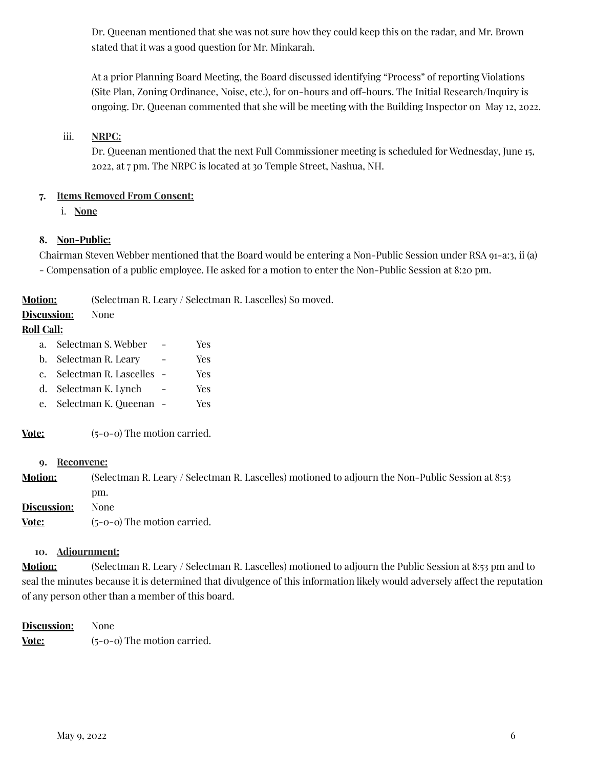Dr. Queenan mentioned that she was not sure how they could keep this on the radar, and Mr. Brown stated that it was a good question for Mr. Minkarah.

At a prior Planning Board Meeting, the Board discussed identifying "Process" of reporting Violations (Site Plan, Zoning Ordinance, Noise, etc.), for on-hours and off-hours. The Initial Research/Inquiry is ongoing. Dr. Queenan commented that she will be meeting with the Building Inspector on May 12, 2022.

iii. **NRPC:**
Dr. Queenan mentioned that the next Full Commissioner meeting is scheduled for Wednesday, June 15, 2022, at 7 pm. The NRPC is located at 30 Temple Street, Nashua, NH.

7. **Items Removed From Consent:**
   i. **None**

8. **Non-Public:**

Chairman Steven Webber mentioned that the Board would be entering a Non-Public Session under RSA 91-a:3, ii (a) - Compensation of a public employee. He asked for a motion to enter the Non-Public Session at 8:20 pm.

**Motion:** (Selectman R. Leary / Selectman R. Lascelles) So moved.
**Discussion:** None
**Roll Call:**

a. Selectman S. Webber - Yes
b. Selectman R. Leary - Yes
c. Selectman R. Lascelles - Yes
d. Selectman K. Lynch - Yes
e. Selectman K. Queenan - Yes

**Vote:** (5-0-0) The motion carried.

9. **Reconvene:**

**Motion:** (Selectman R. Leary / Selectman R. Lascelles) motioned to adjourn the Non-Public Session at 8:53 pm.
**Discussion:** None
**Vote:** (5-0-0) The motion carried.

10. **Adjournment:**

**Motion:** (Selectman R. Leary / Selectman R. Lascelles) motioned to adjourn the Public Session at 8:53 pm and to seal the minutes because it is determined that divulgence of this information likely would adversely affect the reputation of any person other than a member of this board.

**Discussion:** None
**Vote:** (5-0-0) The motion carried.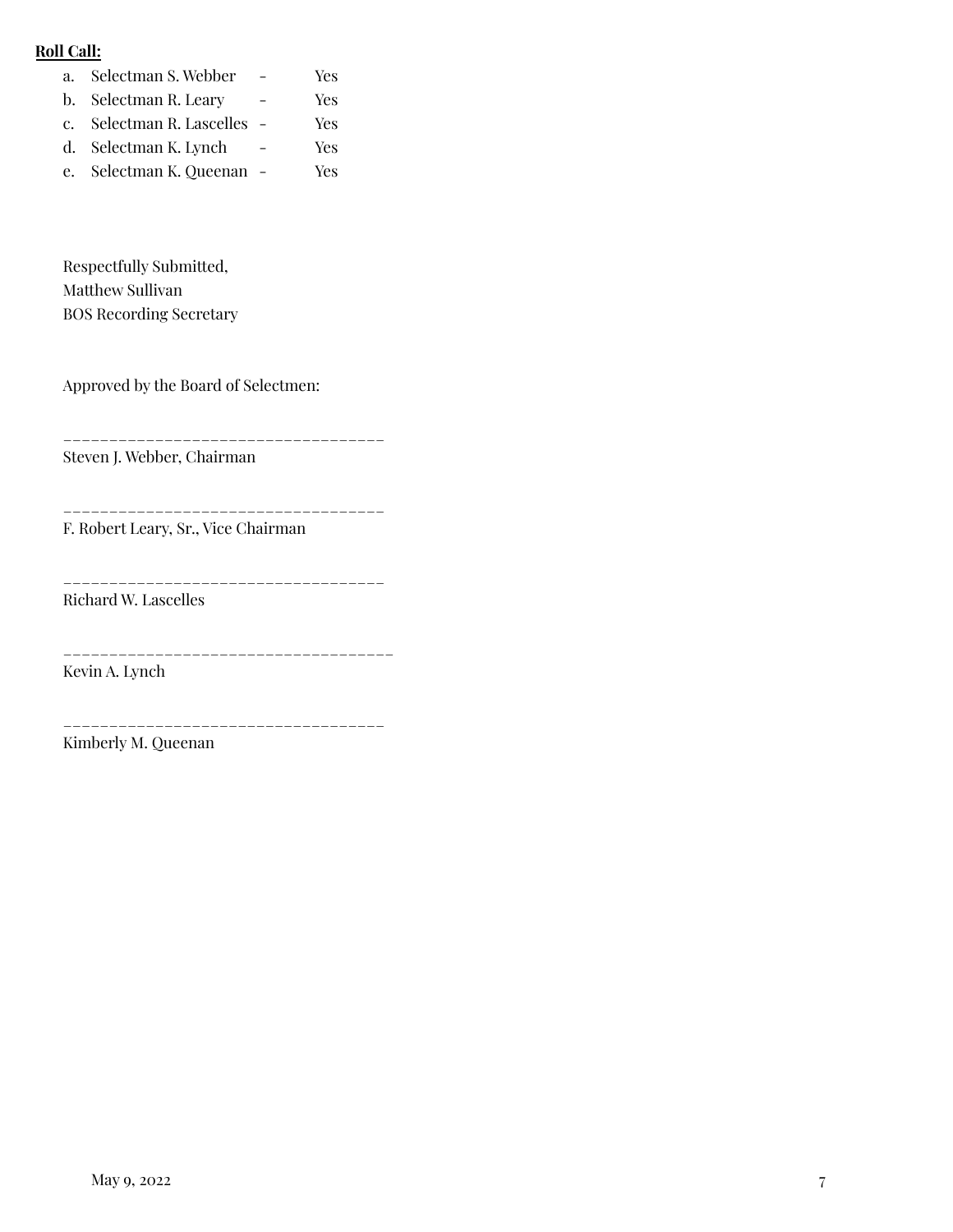**Roll Call:**

a. Selectman S. Webber - Yes
b. Selectman R. Leary - Yes
c. Selectman R. Lascelles - Yes
d. Selectman K. Lynch - Yes
e. Selectman K. Queenan - Yes

Respectfully Submitted,
Matthew Sullivan
BOS Recording Secretary

Approved by the Board of Selectmen:

___________________________________
Steven J. Webber, Chairman

___________________________________
F. Robert Leary, Sr., Vice Chairman

___________________________________
Richard W. Lascelles

___________________________________
Kevin A. Lynch

___________________________________
Kimberly M. Queenan

May 9, 2022